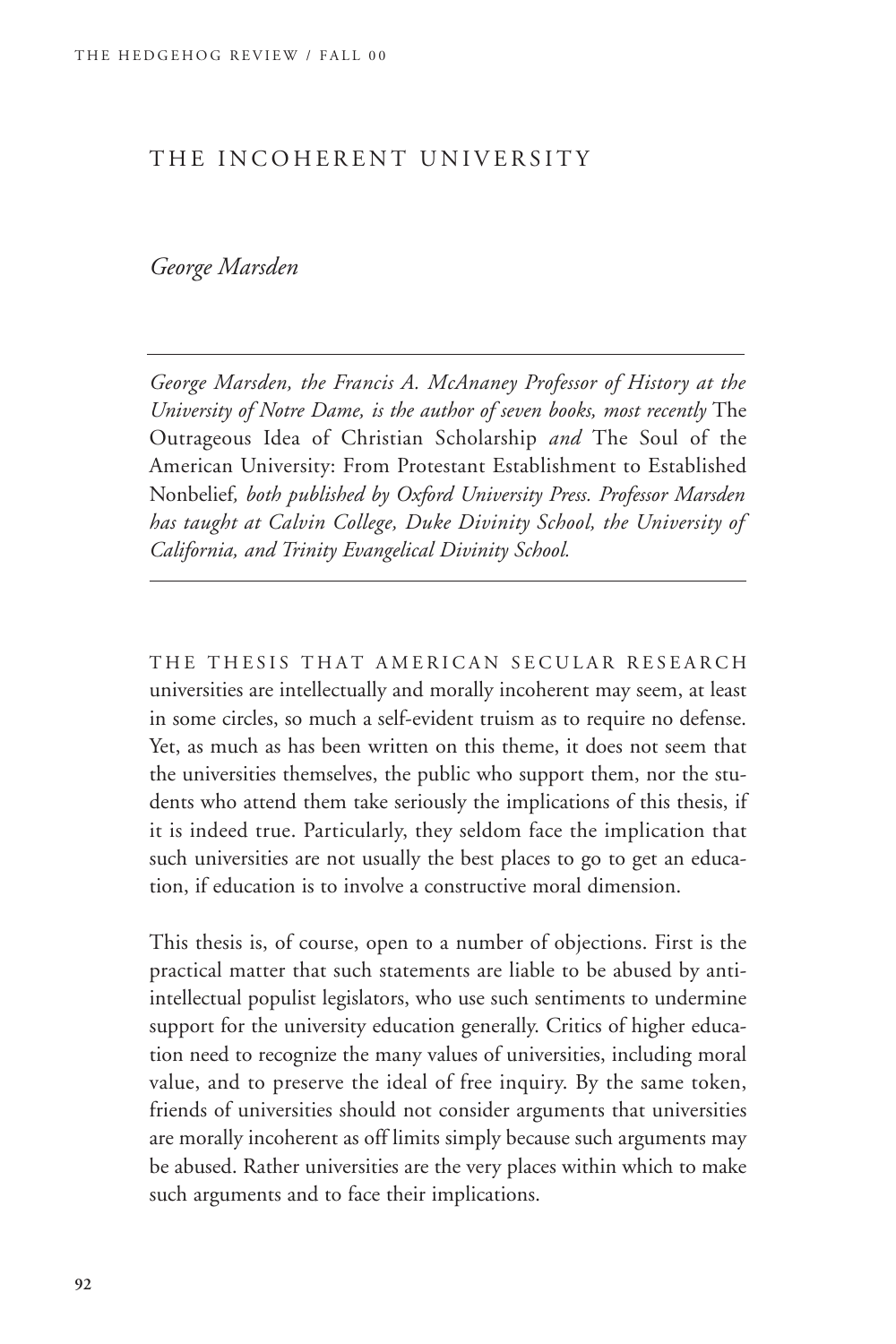# THE INCOHERENT UNIVERSITY

*George Marsden*

---

*George Marsden, the Francis A. McAnaney Professor of History at the University of Notre Dame, is the author of seven books, most recently* The Outrageous Idea of Christian Scholarship *and* The Soul of the American University: From Protestant Establishment to Established Nonbelief*, both published by Oxford University Press. Professor Marsden has taught at Calvin College, Duke Divinity School, the University of California, and Trinity Evangelical Divinity School.*

---

THE THESIS THAT AMERICAN SECULAR RESEARCH universities are intellectually and morally incoherent may seem, at least in some circles, so much a self-evident truism as to require no defense. Yet, as much as has been written on this theme, it does not seem that the universities themselves, the public who support them, nor the students who attend them take seriously the implications of this thesis, if it is indeed true. Particularly, they seldom face the implication that such universities are not usually the best places to go to get an education, if education is to involve a constructive moral dimension.

This thesis is, of course, open to a number of objections. First is the practical matter that such statements are liable to be abused by anti-intellectual populist legislators, who use such sentiments to undermine support for the university education generally. Critics of higher education need to recognize the many values of universities, including moral value, and to preserve the ideal of free inquiry. By the same token, friends of universities should not consider arguments that universities are morally incoherent as off limits simply because such arguments may be abused. Rather universities are the very places within which to make such arguments and to face their implications.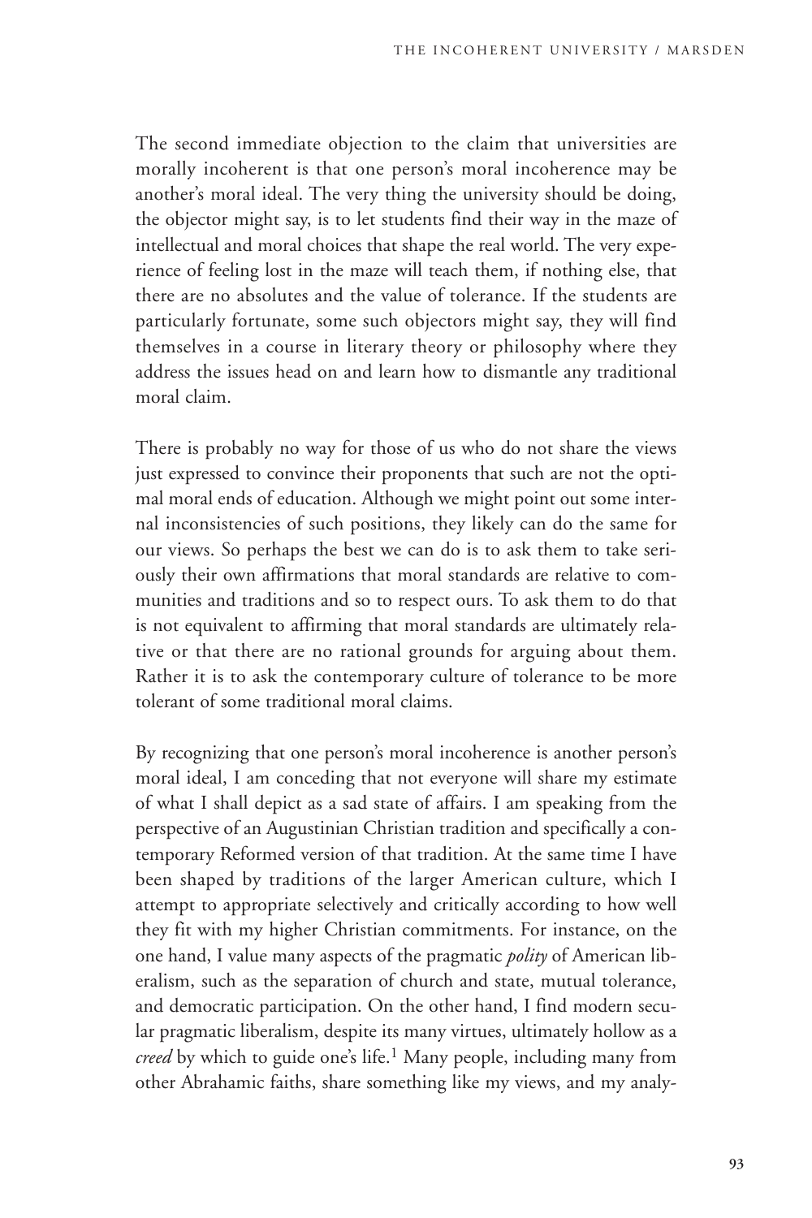The second immediate objection to the claim that universities are morally incoherent is that one person's moral incoherence may be another's moral ideal. The very thing the university should be doing, the objector might say, is to let students find their way in the maze of intellectual and moral choices that shape the real world. The very experience of feeling lost in the maze will teach them, if nothing else, that there are no absolutes and the value of tolerance. If the students are particularly fortunate, some such objectors might say, they will find themselves in a course in literary theory or philosophy where they address the issues head on and learn how to dismantle any traditional moral claim.

There is probably no way for those of us who do not share the views just expressed to convince their proponents that such are not the optimal moral ends of education. Although we might point out some internal inconsistencies of such positions, they likely can do the same for our views. So perhaps the best we can do is to ask them to take seriously their own affirmations that moral standards are relative to communities and traditions and so to respect ours. To ask them to do that is not equivalent to affirming that moral standards are ultimately relative or that there are no rational grounds for arguing about them. Rather it is to ask the contemporary culture of tolerance to be more tolerant of some traditional moral claims.

By recognizing that one person's moral incoherence is another person's moral ideal, I am conceding that not everyone will share my estimate of what I shall depict as a sad state of affairs. I am speaking from the perspective of an Augustinian Christian tradition and specifically a contemporary Reformed version of that tradition. At the same time I have been shaped by traditions of the larger American culture, which I attempt to appropriate selectively and critically according to how well they fit with my higher Christian commitments. For instance, on the one hand, I value many aspects of the pragmatic *polity* of American liberalism, such as the separation of church and state, mutual tolerance, and democratic participation. On the other hand, I find modern secular pragmatic liberalism, despite its many virtues, ultimately hollow as a *creed* by which to guide one's life.[1] Many people, including many from other Abrahamic faiths, share something like my views, and my analy-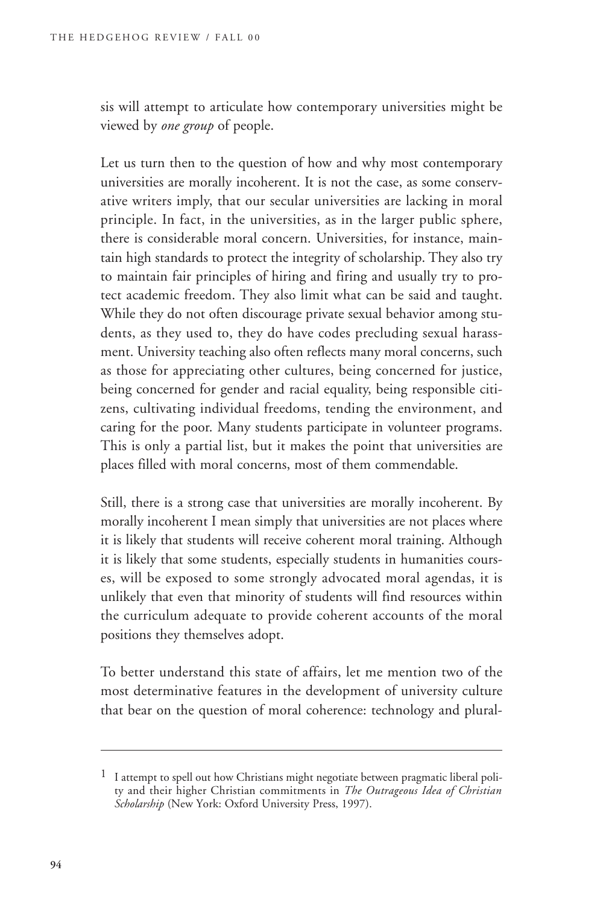sis will attempt to articulate how contemporary universities might be viewed by *one group* of people.

Let us turn then to the question of how and why most contemporary universities are morally incoherent. It is not the case, as some conservative writers imply, that our secular universities are lacking in moral principle. In fact, in the universities, as in the larger public sphere, there is considerable moral concern. Universities, for instance, maintain high standards to protect the integrity of scholarship. They also try to maintain fair principles of hiring and firing and usually try to protect academic freedom. They also limit what can be said and taught. While they do not often discourage private sexual behavior among students, as they used to, they do have codes precluding sexual harassment. University teaching also often reflects many moral concerns, such as those for appreciating other cultures, being concerned for justice, being concerned for gender and racial equality, being responsible citizens, cultivating individual freedoms, tending the environment, and caring for the poor. Many students participate in volunteer programs. This is only a partial list, but it makes the point that universities are places filled with moral concerns, most of them commendable.

Still, there is a strong case that universities are morally incoherent. By morally incoherent I mean simply that universities are not places where it is likely that students will receive coherent moral training. Although it is likely that some students, especially students in humanities courses, will be exposed to some strongly advocated moral agendas, it is unlikely that even that minority of students will find resources within the curriculum adequate to provide coherent accounts of the moral positions they themselves adopt.

To better understand this state of affairs, let me mention two of the most determinative features in the development of university culture that bear on the question of moral coherence: technology and plural-

---

[1] I attempt to spell out how Christians might negotiate between pragmatic liberal polity and their higher Christian commitments in *The Outrageous Idea of Christian Scholarship* (New York: Oxford University Press, 1997).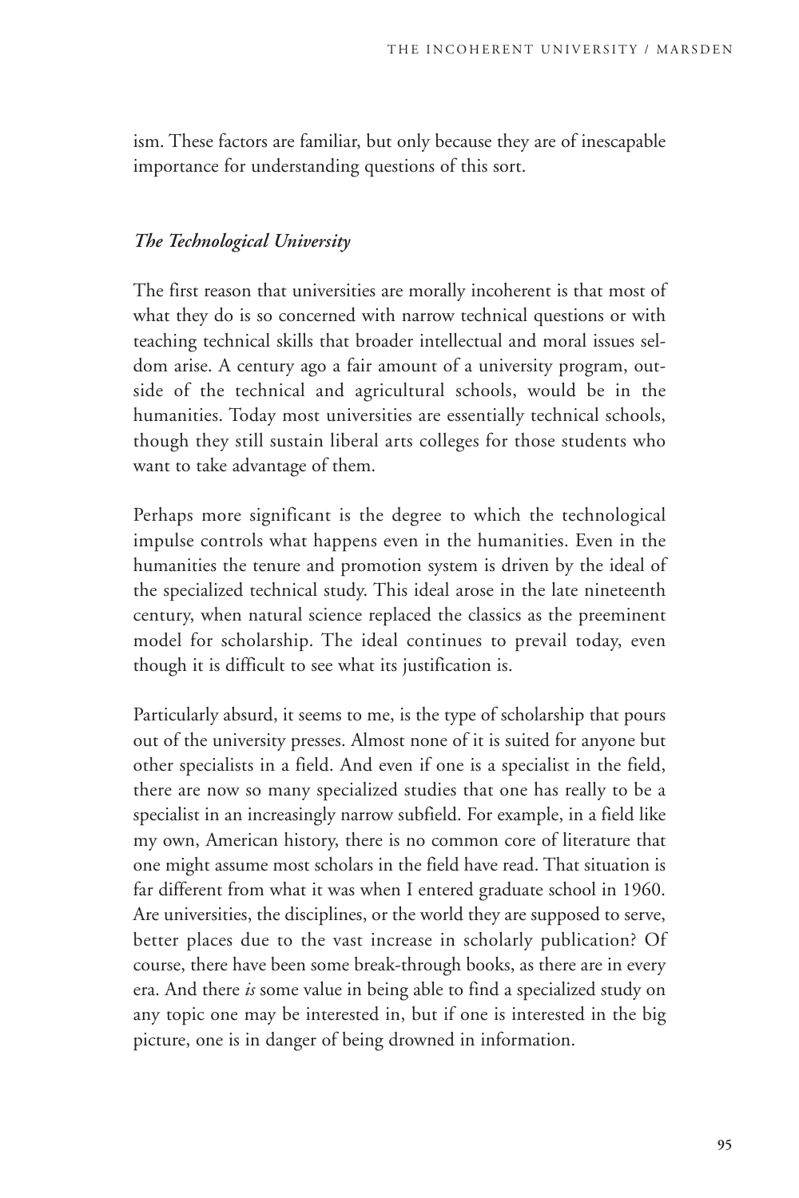ism. These factors are familiar, but only because they are of inescapable importance for understanding questions of this sort.

### *The Technological University*

The first reason that universities are morally incoherent is that most of what they do is so concerned with narrow technical questions or with teaching technical skills that broader intellectual and moral issues seldom arise. A century ago a fair amount of a university program, outside of the technical and agricultural schools, would be in the humanities. Today most universities are essentially technical schools, though they still sustain liberal arts colleges for those students who want to take advantage of them.

Perhaps more significant is the degree to which the technological impulse controls what happens even in the humanities. Even in the humanities the tenure and promotion system is driven by the ideal of the specialized technical study. This ideal arose in the late nineteenth century, when natural science replaced the classics as the preeminent model for scholarship. The ideal continues to prevail today, even though it is difficult to see what its justification is.

Particularly absurd, it seems to me, is the type of scholarship that pours out of the university presses. Almost none of it is suited for anyone but other specialists in a field. And even if one is a specialist in the field, there are now so many specialized studies that one has really to be a specialist in an increasingly narrow subfield. For example, in a field like my own, American history, there is no common core of literature that one might assume most scholars in the field have read. That situation is far different from what it was when I entered graduate school in 1960. Are universities, the disciplines, or the world they are supposed to serve, better places due to the vast increase in scholarly publication? Of course, there have been some break-through books, as there are in every era. And there *is* some value in being able to find a specialized study on any topic one may be interested in, but if one is interested in the big picture, one is in danger of being drowned in information.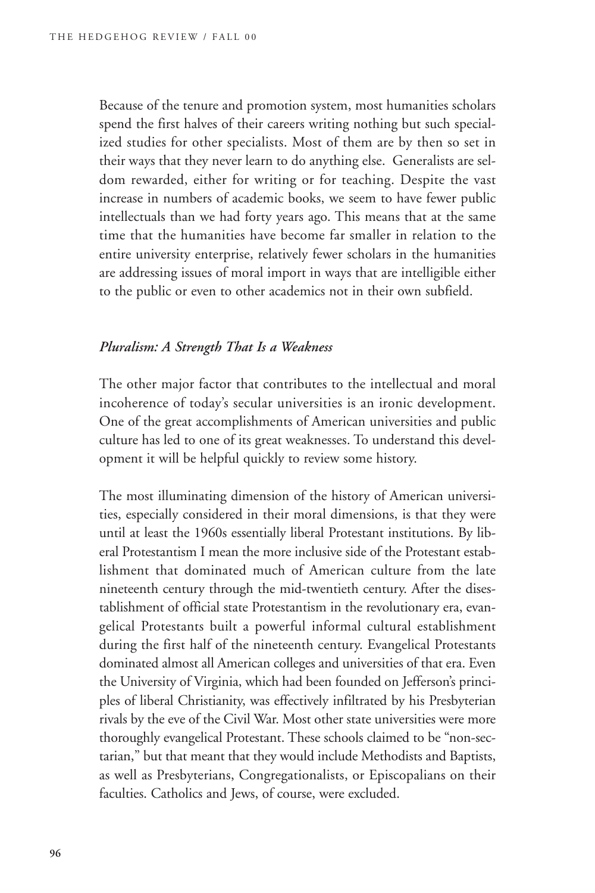Because of the tenure and promotion system, most humanities scholars spend the first halves of their careers writing nothing but such specialized studies for other specialists. Most of them are by then so set in their ways that they never learn to do anything else. Generalists are seldom rewarded, either for writing or for teaching. Despite the vast increase in numbers of academic books, we seem to have fewer public intellectuals than we had forty years ago. This means that at the same time that the humanities have become far smaller in relation to the entire university enterprise, relatively fewer scholars in the humanities are addressing issues of moral import in ways that are intelligible either to the public or even to other academics not in their own subfield.

### *Pluralism: A Strength That Is a Weakness*

The other major factor that contributes to the intellectual and moral incoherence of today's secular universities is an ironic development. One of the great accomplishments of American universities and public culture has led to one of its great weaknesses. To understand this development it will be helpful quickly to review some history.

The most illuminating dimension of the history of American universities, especially considered in their moral dimensions, is that they were until at least the 1960s essentially liberal Protestant institutions. By liberal Protestantism I mean the more inclusive side of the Protestant establishment that dominated much of American culture from the late nineteenth century through the mid-twentieth century. After the disestablishment of official state Protestantism in the revolutionary era, evangelical Protestants built a powerful informal cultural establishment during the first half of the nineteenth century. Evangelical Protestants dominated almost all American colleges and universities of that era. Even the University of Virginia, which had been founded on Jefferson's principles of liberal Christianity, was effectively infiltrated by his Presbyterian rivals by the eve of the Civil War. Most other state universities were more thoroughly evangelical Protestant. These schools claimed to be "non-sectarian," but that meant that they would include Methodists and Baptists, as well as Presbyterians, Congregationalists, or Episcopalians on their faculties. Catholics and Jews, of course, were excluded.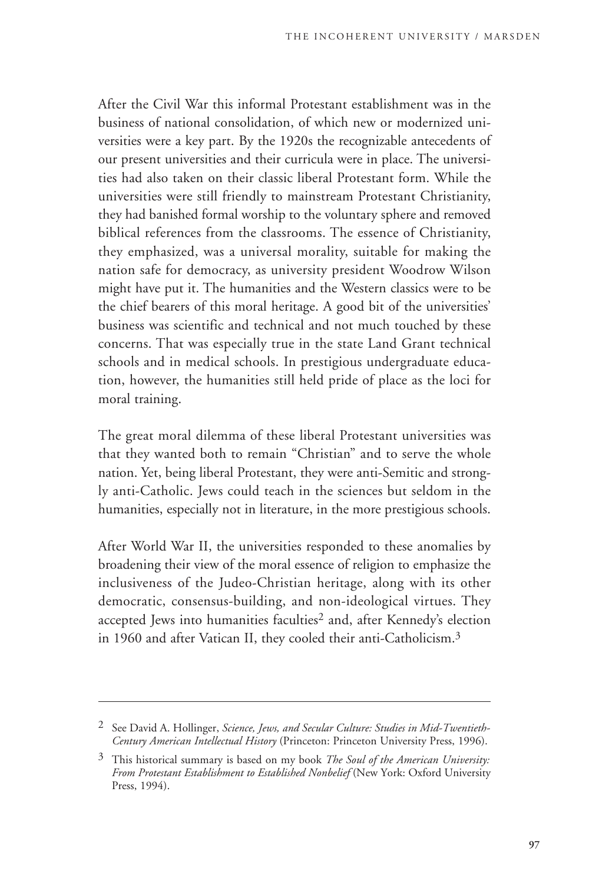After the Civil War this informal Protestant establishment was in the business of national consolidation, of which new or modernized universities were a key part. By the 1920s the recognizable antecedents of our present universities and their curricula were in place. The universities had also taken on their classic liberal Protestant form. While the universities were still friendly to mainstream Protestant Christianity, they had banished formal worship to the voluntary sphere and removed biblical references from the classrooms. The essence of Christianity, they emphasized, was a universal morality, suitable for making the nation safe for democracy, as university president Woodrow Wilson might have put it. The humanities and the Western classics were to be the chief bearers of this moral heritage. A good bit of the universities' business was scientific and technical and not much touched by these concerns. That was especially true in the state Land Grant technical schools and in medical schools. In prestigious undergraduate education, however, the humanities still held pride of place as the loci for moral training.

The great moral dilemma of these liberal Protestant universities was that they wanted both to remain "Christian" and to serve the whole nation. Yet, being liberal Protestant, they were anti-Semitic and strongly anti-Catholic. Jews could teach in the sciences but seldom in the humanities, especially not in literature, in the more prestigious schools.

After World War II, the universities responded to these anomalies by broadening their view of the moral essence of religion to emphasize the inclusiveness of the Judeo-Christian heritage, along with its other democratic, consensus-building, and non-ideological virtues. They accepted Jews into humanities faculties[2] and, after Kennedy's election in 1960 and after Vatican II, they cooled their anti-Catholicism.[3]

---

[2] See David A. Hollinger, *Science, Jews, and Secular Culture: Studies in Mid-Twentieth-Century American Intellectual History* (Princeton: Princeton University Press, 1996).

[3] This historical summary is based on my book *The Soul of the American University: From Protestant Establishment to Established Nonbelief* (New York: Oxford University Press, 1994).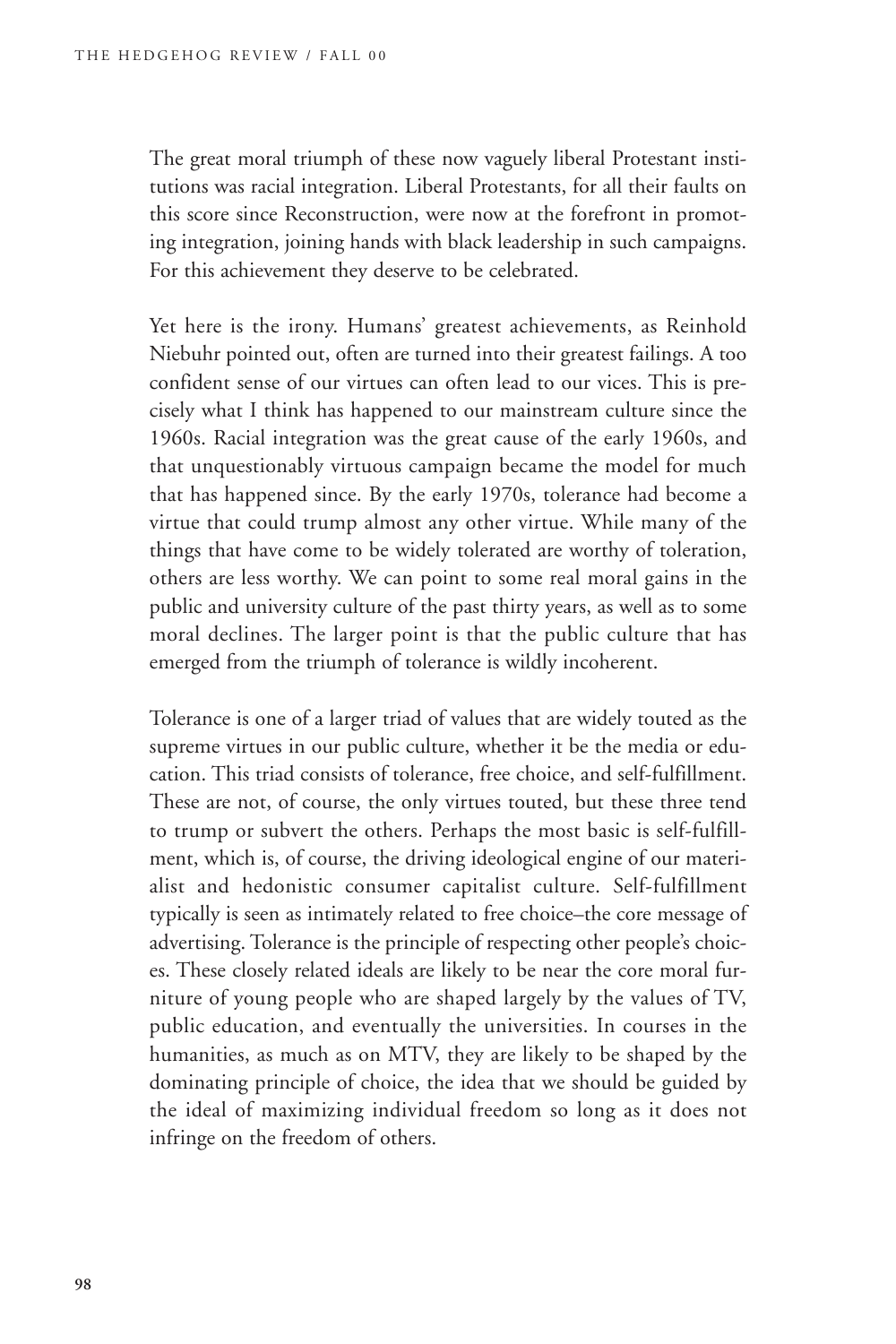The great moral triumph of these now vaguely liberal Protestant institutions was racial integration. Liberal Protestants, for all their faults on this score since Reconstruction, were now at the forefront in promoting integration, joining hands with black leadership in such campaigns. For this achievement they deserve to be celebrated.

Yet here is the irony. Humans' greatest achievements, as Reinhold Niebuhr pointed out, often are turned into their greatest failings. A too confident sense of our virtues can often lead to our vices. This is precisely what I think has happened to our mainstream culture since the 1960s. Racial integration was the great cause of the early 1960s, and that unquestionably virtuous campaign became the model for much that has happened since. By the early 1970s, tolerance had become a virtue that could trump almost any other virtue. While many of the things that have come to be widely tolerated are worthy of toleration, others are less worthy. We can point to some real moral gains in the public and university culture of the past thirty years, as well as to some moral declines. The larger point is that the public culture that has emerged from the triumph of tolerance is wildly incoherent.

Tolerance is one of a larger triad of values that are widely touted as the supreme virtues in our public culture, whether it be the media or education. This triad consists of tolerance, free choice, and self-fulfillment. These are not, of course, the only virtues touted, but these three tend to trump or subvert the others. Perhaps the most basic is self-fulfillment, which is, of course, the driving ideological engine of our materialist and hedonistic consumer capitalist culture. Self-fulfillment typically is seen as intimately related to free choice–the core message of advertising. Tolerance is the principle of respecting other people's choices. These closely related ideals are likely to be near the core moral furniture of young people who are shaped largely by the values of TV, public education, and eventually the universities. In courses in the humanities, as much as on MTV, they are likely to be shaped by the dominating principle of choice, the idea that we should be guided by the ideal of maximizing individual freedom so long as it does not infringe on the freedom of others.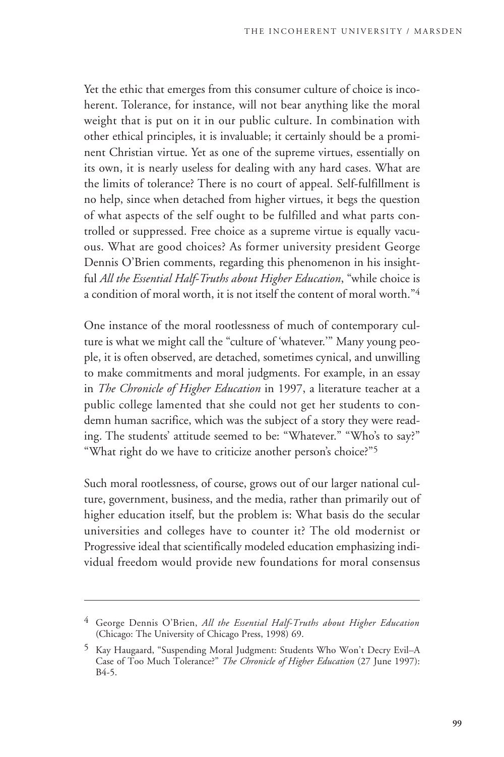Yet the ethic that emerges from this consumer culture of choice is incoherent. Tolerance, for instance, will not bear anything like the moral weight that is put on it in our public culture. In combination with other ethical principles, it is invaluable; it certainly should be a prominent Christian virtue. Yet as one of the supreme virtues, essentially on its own, it is nearly useless for dealing with any hard cases. What are the limits of tolerance? There is no court of appeal. Self-fulfillment is no help, since when detached from higher virtues, it begs the question of what aspects of the self ought to be fulfilled and what parts controlled or suppressed. Free choice as a supreme virtue is equally vacuous. What are good choices? As former university president George Dennis O'Brien comments, regarding this phenomenon in his insightful *All the Essential Half-Truths about Higher Education*, "while choice is a condition of moral worth, it is not itself the content of moral worth."[4]

One instance of the moral rootlessness of much of contemporary culture is what we might call the "culture of 'whatever.'" Many young people, it is often observed, are detached, sometimes cynical, and unwilling to make commitments and moral judgments. For example, in an essay in *The Chronicle of Higher Education* in 1997, a literature teacher at a public college lamented that she could not get her students to condemn human sacrifice, which was the subject of a story they were reading. The students' attitude seemed to be: "Whatever." "Who's to say?" "What right do we have to criticize another person's choice?"[5]

Such moral rootlessness, of course, grows out of our larger national culture, government, business, and the media, rather than primarily out of higher education itself, but the problem is: What basis do the secular universities and colleges have to counter it? The old modernist or Progressive ideal that scientifically modeled education emphasizing individual freedom would provide new foundations for moral consensus

---

[4] George Dennis O'Brien, *All the Essential Half-Truths about Higher Education* (Chicago: The University of Chicago Press, 1998) 69.

[5] Kay Haugaard, "Suspending Moral Judgment: Students Who Won't Decry Evil–A Case of Too Much Tolerance?" *The Chronicle of Higher Education* (27 June 1997): B4-5.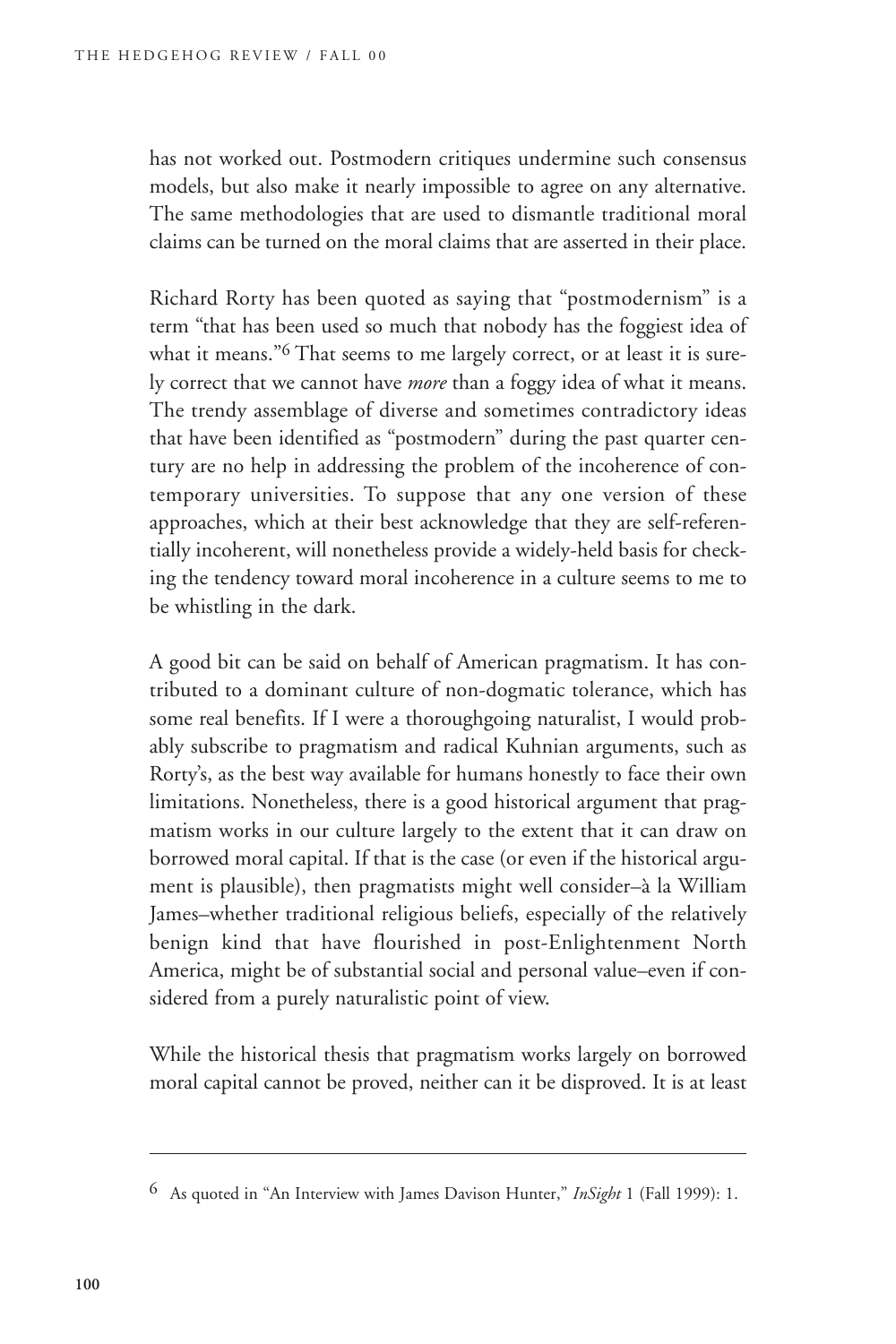has not worked out. Postmodern critiques undermine such consensus models, but also make it nearly impossible to agree on any alternative. The same methodologies that are used to dismantle traditional moral claims can be turned on the moral claims that are asserted in their place.

Richard Rorty has been quoted as saying that "postmodernism" is a term "that has been used so much that nobody has the foggiest idea of what it means."[6] That seems to me largely correct, or at least it is surely correct that we cannot have *more* than a foggy idea of what it means. The trendy assemblage of diverse and sometimes contradictory ideas that have been identified as "postmodern" during the past quarter century are no help in addressing the problem of the incoherence of contemporary universities. To suppose that any one version of these approaches, which at their best acknowledge that they are self-referentially incoherent, will nonetheless provide a widely-held basis for checking the tendency toward moral incoherence in a culture seems to me to be whistling in the dark.

A good bit can be said on behalf of American pragmatism. It has contributed to a dominant culture of non-dogmatic tolerance, which has some real benefits. If I were a thoroughgoing naturalist, I would probably subscribe to pragmatism and radical Kuhnian arguments, such as Rorty's, as the best way available for humans honestly to face their own limitations. Nonetheless, there is a good historical argument that pragmatism works in our culture largely to the extent that it can draw on borrowed moral capital. If that is the case (or even if the historical argument is plausible), then pragmatists might well consider–à la William James–whether traditional religious beliefs, especially of the relatively benign kind that have flourished in post-Enlightenment North America, might be of substantial social and personal value–even if considered from a purely naturalistic point of view.

While the historical thesis that pragmatism works largely on borrowed moral capital cannot be proved, neither can it be disproved. It is at least

---

[6] As quoted in "An Interview with James Davison Hunter," *InSight* 1 (Fall 1999): 1.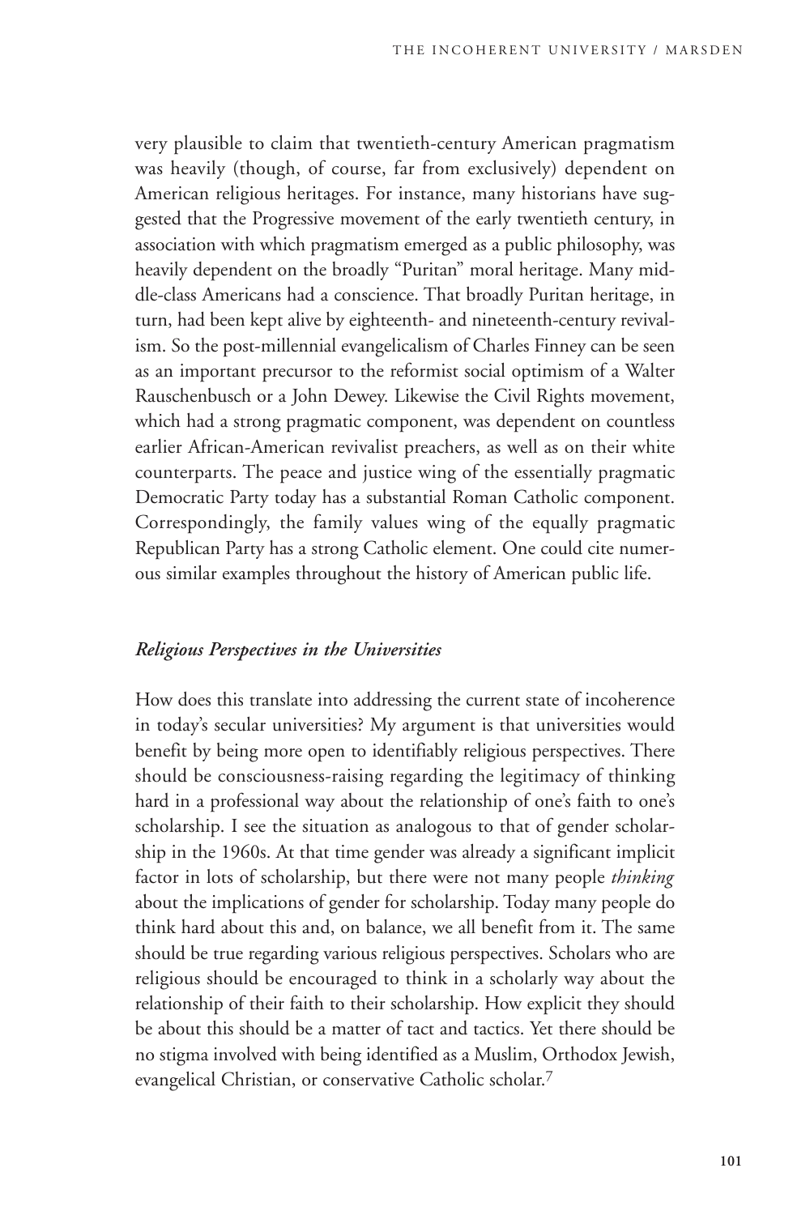very plausible to claim that twentieth-century American pragmatism was heavily (though, of course, far from exclusively) dependent on American religious heritages. For instance, many historians have suggested that the Progressive movement of the early twentieth century, in association with which pragmatism emerged as a public philosophy, was heavily dependent on the broadly "Puritan" moral heritage. Many middle-class Americans had a conscience. That broadly Puritan heritage, in turn, had been kept alive by eighteenth- and nineteenth-century revivalism. So the post-millennial evangelicalism of Charles Finney can be seen as an important precursor to the reformist social optimism of a Walter Rauschenbusch or a John Dewey. Likewise the Civil Rights movement, which had a strong pragmatic component, was dependent on countless earlier African-American revivalist preachers, as well as on their white counterparts. The peace and justice wing of the essentially pragmatic Democratic Party today has a substantial Roman Catholic component. Correspondingly, the family values wing of the equally pragmatic Republican Party has a strong Catholic element. One could cite numerous similar examples throughout the history of American public life.

### *Religious Perspectives in the Universities*

How does this translate into addressing the current state of incoherence in today's secular universities? My argument is that universities would benefit by being more open to identifiably religious perspectives. There should be consciousness-raising regarding the legitimacy of thinking hard in a professional way about the relationship of one's faith to one's scholarship. I see the situation as analogous to that of gender scholarship in the 1960s. At that time gender was already a significant implicit factor in lots of scholarship, but there were not many people *thinking* about the implications of gender for scholarship. Today many people do think hard about this and, on balance, we all benefit from it. The same should be true regarding various religious perspectives. Scholars who are religious should be encouraged to think in a scholarly way about the relationship of their faith to their scholarship. How explicit they should be about this should be a matter of tact and tactics. Yet there should be no stigma involved with being identified as a Muslim, Orthodox Jewish, evangelical Christian, or conservative Catholic scholar.[7]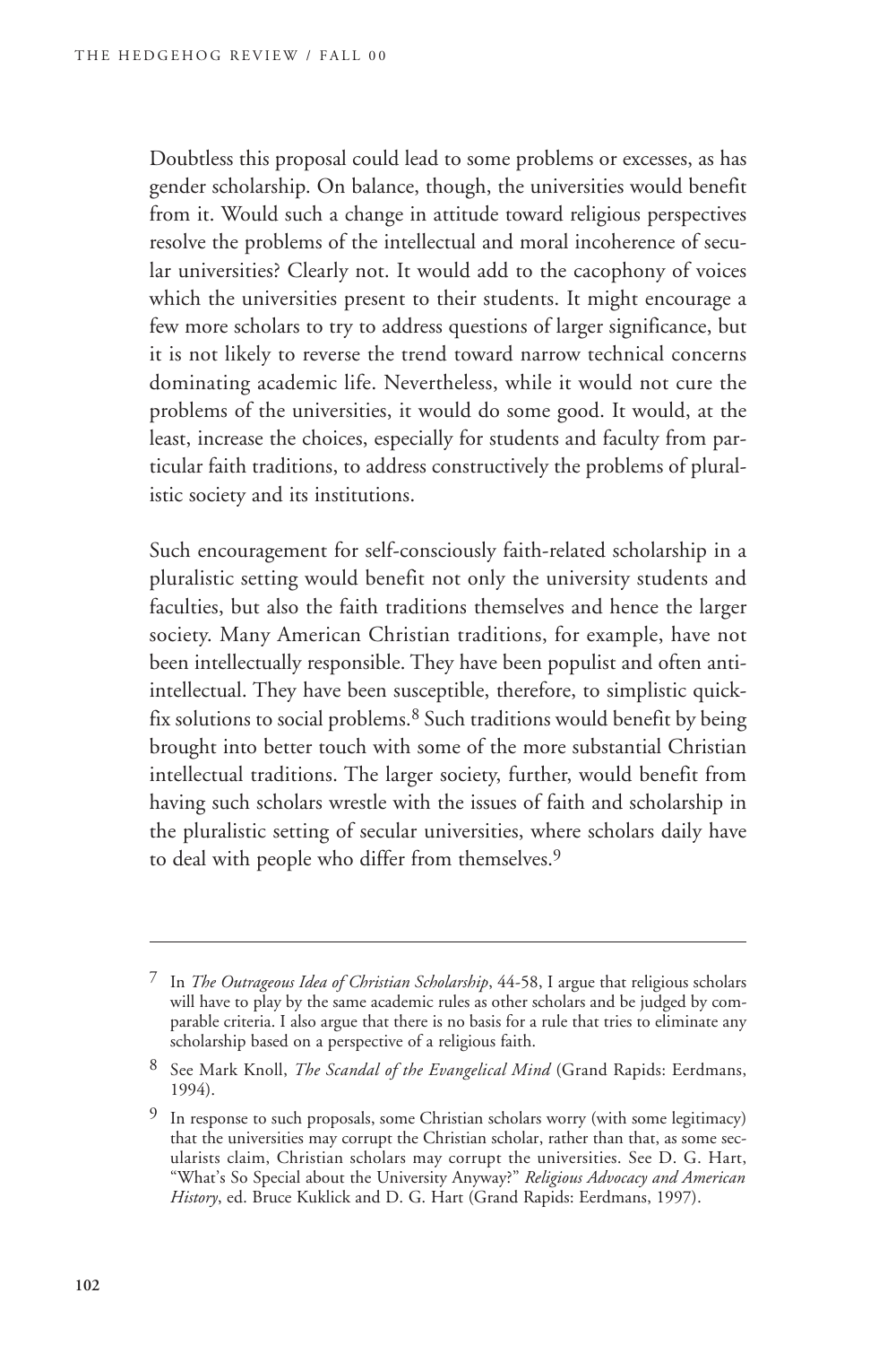Doubtless this proposal could lead to some problems or excesses, as has gender scholarship. On balance, though, the universities would benefit from it. Would such a change in attitude toward religious perspectives resolve the problems of the intellectual and moral incoherence of secular universities? Clearly not. It would add to the cacophony of voices which the universities present to their students. It might encourage a few more scholars to try to address questions of larger significance, but it is not likely to reverse the trend toward narrow technical concerns dominating academic life. Nevertheless, while it would not cure the problems of the universities, it would do some good. It would, at the least, increase the choices, especially for students and faculty from particular faith traditions, to address constructively the problems of pluralistic society and its institutions.

Such encouragement for self-consciously faith-related scholarship in a pluralistic setting would benefit not only the university students and faculties, but also the faith traditions themselves and hence the larger society. Many American Christian traditions, for example, have not been intellectually responsible. They have been populist and often anti-intellectual. They have been susceptible, therefore, to simplistic quick-fix solutions to social problems.[8] Such traditions would benefit by being brought into better touch with some of the more substantial Christian intellectual traditions. The larger society, further, would benefit from having such scholars wrestle with the issues of faith and scholarship in the pluralistic setting of secular universities, where scholars daily have to deal with people who differ from themselves.[9]

---

[7] In *The Outrageous Idea of Christian Scholarship*, 44-58, I argue that religious scholars will have to play by the same academic rules as other scholars and be judged by comparable criteria. I also argue that there is no basis for a rule that tries to eliminate any scholarship based on a perspective of a religious faith.

[8] See Mark Knoll, *The Scandal of the Evangelical Mind* (Grand Rapids: Eerdmans, 1994).

[9] In response to such proposals, some Christian scholars worry (with some legitimacy) that the universities may corrupt the Christian scholar, rather than that, as some secularists claim, Christian scholars may corrupt the universities. See D. G. Hart, "What's So Special about the University Anyway?" *Religious Advocacy and American History*, ed. Bruce Kuklick and D. G. Hart (Grand Rapids: Eerdmans, 1997).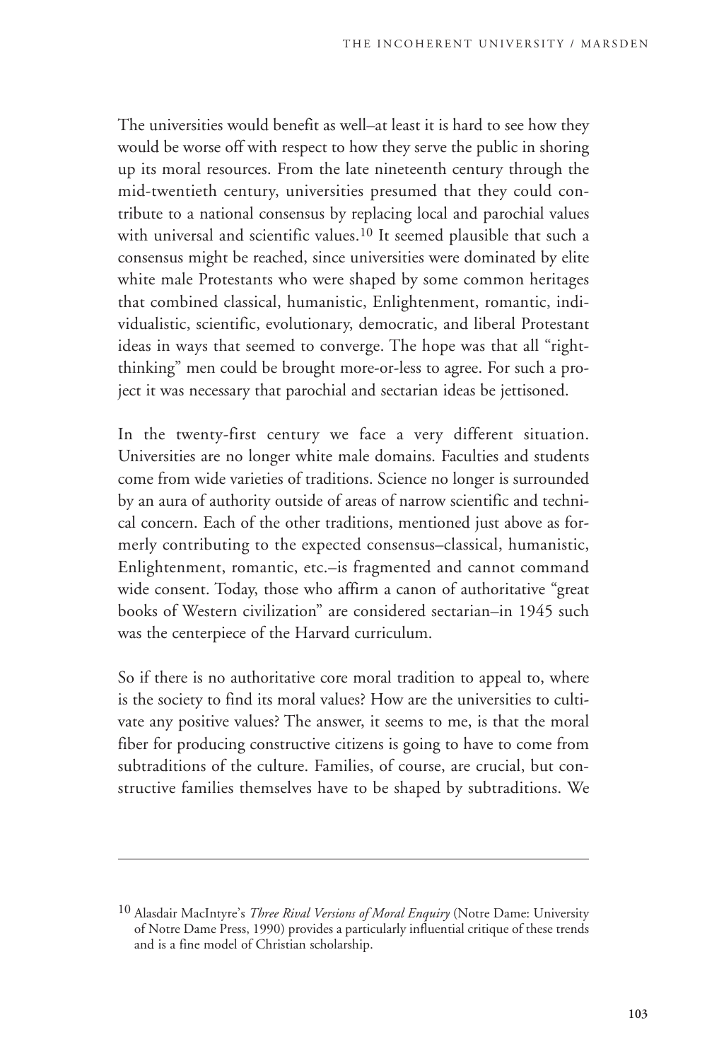The universities would benefit as well–at least it is hard to see how they would be worse off with respect to how they serve the public in shoring up its moral resources. From the late nineteenth century through the mid-twentieth century, universities presumed that they could contribute to a national consensus by replacing local and parochial values with universal and scientific values.[10] It seemed plausible that such a consensus might be reached, since universities were dominated by elite white male Protestants who were shaped by some common heritages that combined classical, humanistic, Enlightenment, romantic, individualistic, scientific, evolutionary, democratic, and liberal Protestant ideas in ways that seemed to converge. The hope was that all "right-thinking" men could be brought more-or-less to agree. For such a project it was necessary that parochial and sectarian ideas be jettisoned.

In the twenty-first century we face a very different situation. Universities are no longer white male domains. Faculties and students come from wide varieties of traditions. Science no longer is surrounded by an aura of authority outside of areas of narrow scientific and technical concern. Each of the other traditions, mentioned just above as formerly contributing to the expected consensus–classical, humanistic, Enlightenment, romantic, etc.–is fragmented and cannot command wide consent. Today, those who affirm a canon of authoritative "great books of Western civilization" are considered sectarian–in 1945 such was the centerpiece of the Harvard curriculum.

So if there is no authoritative core moral tradition to appeal to, where is the society to find its moral values? How are the universities to cultivate any positive values? The answer, it seems to me, is that the moral fiber for producing constructive citizens is going to have to come from subtraditions of the culture. Families, of course, are crucial, but constructive families themselves have to be shaped by subtraditions. We

---

[10] Alasdair MacIntyre's *Three Rival Versions of Moral Enquiry* (Notre Dame: University of Notre Dame Press, 1990) provides a particularly influential critique of these trends and is a fine model of Christian scholarship.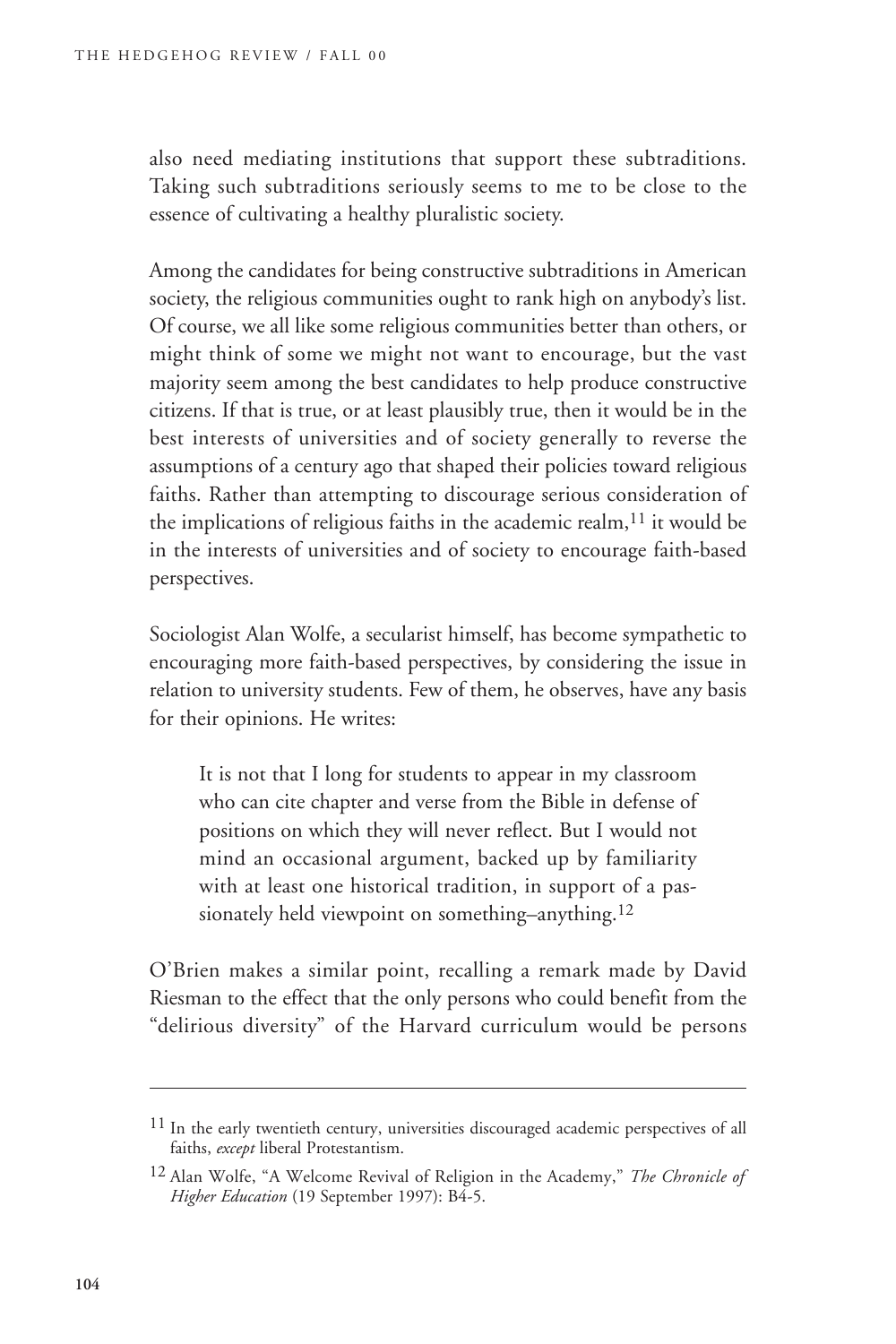also need mediating institutions that support these subtraditions. Taking such subtraditions seriously seems to me to be close to the essence of cultivating a healthy pluralistic society.

Among the candidates for being constructive subtraditions in American society, the religious communities ought to rank high on anybody's list. Of course, we all like some religious communities better than others, or might think of some we might not want to encourage, but the vast majority seem among the best candidates to help produce constructive citizens. If that is true, or at least plausibly true, then it would be in the best interests of universities and of society generally to reverse the assumptions of a century ago that shaped their policies toward religious faiths. Rather than attempting to discourage serious consideration of the implications of religious faiths in the academic realm,[11] it would be in the interests of universities and of society to encourage faith-based perspectives.

Sociologist Alan Wolfe, a secularist himself, has become sympathetic to encouraging more faith-based perspectives, by considering the issue in relation to university students. Few of them, he observes, have any basis for their opinions. He writes:

> It is not that I long for students to appear in my classroom who can cite chapter and verse from the Bible in defense of positions on which they will never reflect. But I would not mind an occasional argument, backed up by familiarity with at least one historical tradition, in support of a passionately held viewpoint on something–anything.[12]

O'Brien makes a similar point, recalling a remark made by David Riesman to the effect that the only persons who could benefit from the "delirious diversity" of the Harvard curriculum would be persons

---

[11] In the early twentieth century, universities discouraged academic perspectives of all faiths, *except* liberal Protestantism.

[12] Alan Wolfe, "A Welcome Revival of Religion in the Academy," *The Chronicle of Higher Education* (19 September 1997): B4-5.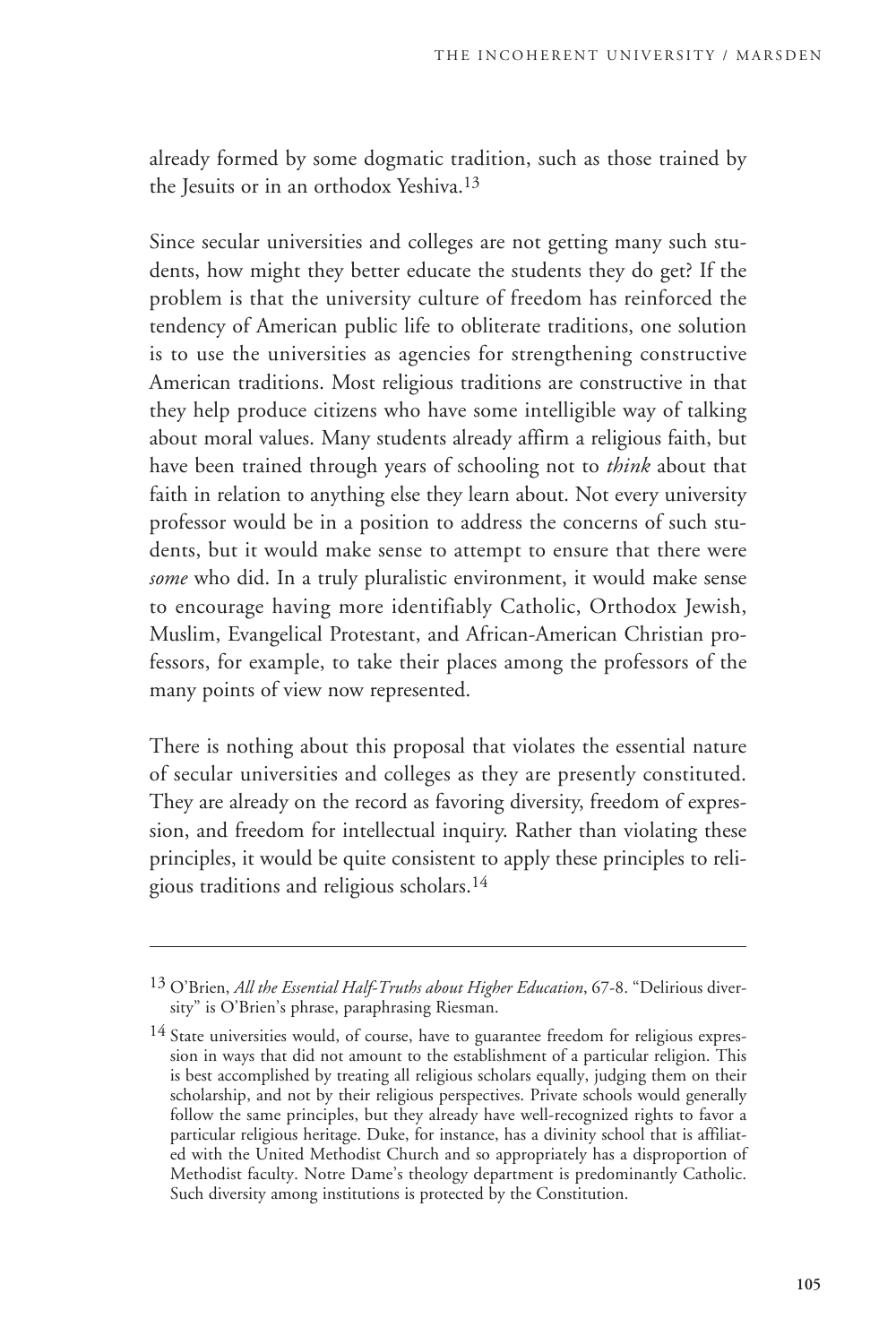already formed by some dogmatic tradition, such as those trained by the Jesuits or in an orthodox Yeshiva.[13]

Since secular universities and colleges are not getting many such students, how might they better educate the students they do get? If the problem is that the university culture of freedom has reinforced the tendency of American public life to obliterate traditions, one solution is to use the universities as agencies for strengthening constructive American traditions. Most religious traditions are constructive in that they help produce citizens who have some intelligible way of talking about moral values. Many students already affirm a religious faith, but have been trained through years of schooling not to *think* about that faith in relation to anything else they learn about. Not every university professor would be in a position to address the concerns of such students, but it would make sense to attempt to ensure that there were *some* who did. In a truly pluralistic environment, it would make sense to encourage having more identifiably Catholic, Orthodox Jewish, Muslim, Evangelical Protestant, and African-American Christian professors, for example, to take their places among the professors of the many points of view now represented.

There is nothing about this proposal that violates the essential nature of secular universities and colleges as they are presently constituted. They are already on the record as favoring diversity, freedom of expression, and freedom for intellectual inquiry. Rather than violating these principles, it would be quite consistent to apply these principles to religious traditions and religious scholars.[14]

---

[13] O'Brien, *All the Essential Half-Truths about Higher Education*, 67-8. "Delirious diversity" is O'Brien's phrase, paraphrasing Riesman.

[14] State universities would, of course, have to guarantee freedom for religious expression in ways that did not amount to the establishment of a particular religion. This is best accomplished by treating all religious scholars equally, judging them on their scholarship, and not by their religious perspectives. Private schools would generally follow the same principles, but they already have well-recognized rights to favor a particular religious heritage. Duke, for instance, has a divinity school that is affiliated with the United Methodist Church and so appropriately has a disproportion of Methodist faculty. Notre Dame's theology department is predominantly Catholic. Such diversity among institutions is protected by the Constitution.